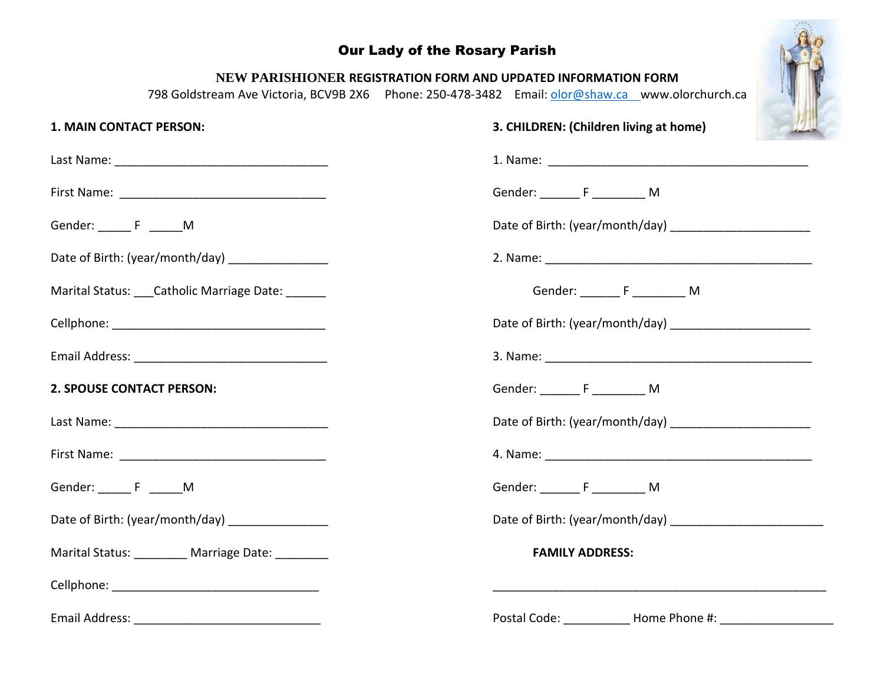# Our Lady of the Rosary Parish

**NEW PARISHIONER REGISTRATION FORM AND UPDATED INFORMATION FORM**

798 Goldstream Ave Victoria, BCV9B 2X6 Phone: 250-478-3482 Email: olor@shaw.ca www.olorchurch.ca

**1. MAIN CONTACT PERSON:**

Last Name: ________________________________

First Name: ________________________________

Gender: _____ F _____M

Date of Birth: (year/month/day) _______________

Marital Status: ___Catholic Marriage Date: ______

Cellphone: ________________________________

Email Address: ______________________________

**2. SPOUSE CONTACT PERSON:**

Last Name: ________________________________

First Name: ________________________________

Gender: _____ F _____M

Date of Birth: (year/month/day) _______________

Marital Status: ________ Marriage Date: ________

Cellphone: ________________________________

Email Address: ____________________________

**3. CHILDREN: (Children living at home)**

1. Name: ________________________________________

Gender: ______ F ________ M

Date of Birth: (year/month/day) _____________________

2. Name: _________________________________________

Gender: ______ F ________ M

Date of Birth: (year/month/day) _____________________

3. Name: _________________________________________

Gender: ______ F ________ M

Date of Birth: (year/month/day) _____________________

4. Name: _________________________________________

Gender: ______ F ________ M

Date of Birth: (year/month/day) _______________________

**FAMILY ADDRESS:**

____________________________________________________

Postal Code: __________ Home Phone #: ________________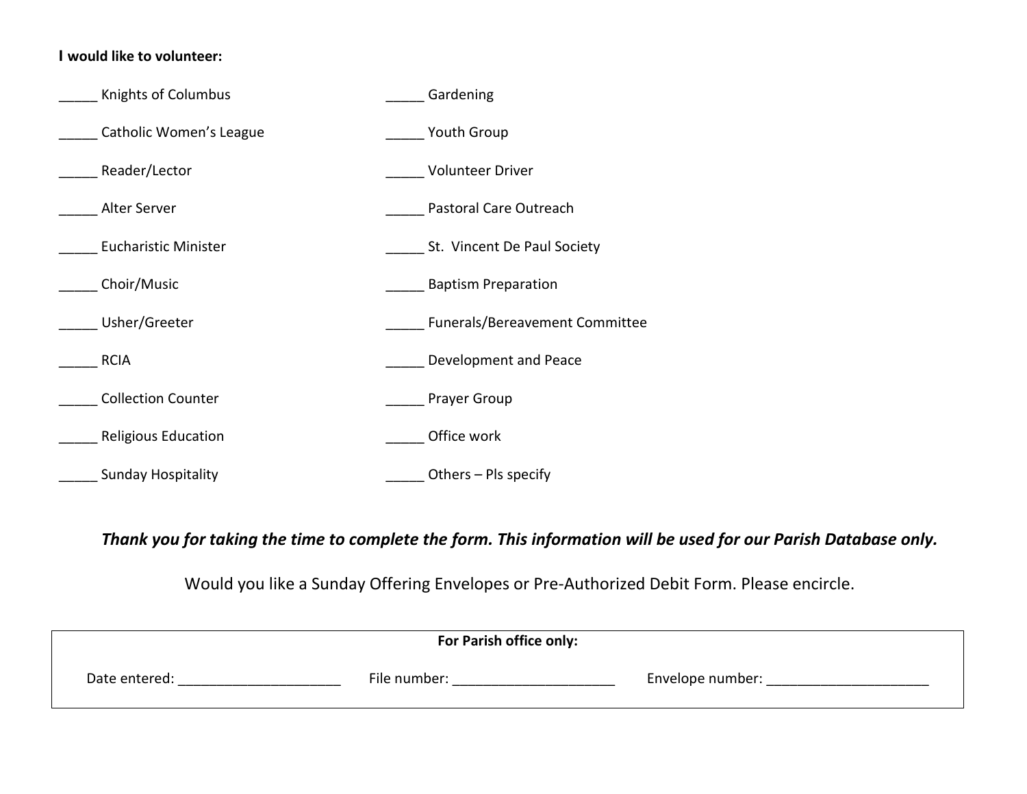**I would like to volunteer:**

_____ Knights of Columbus

_____ Catholic Women's League

_____ Reader/Lector

_____ Alter Server

_____ Eucharistic Minister

_____ Choir/Music

_____ Usher/Greeter

_____ RCIA

_____ Collection Counter

_____ Religious Education

_____ Sunday Hospitality

_____ Gardening

_____ Youth Group

_____ Volunteer Driver

_____ Pastoral Care Outreach

_____ St. Vincent De Paul Society

_____ Baptism Preparation

_____ Funerals/Bereavement Committee

_____ Development and Peace

_____ Prayer Group

_____ Office work

_____ Others – Pls specify

***Thank you for taking the time to complete the form. This information will be used for our Parish Database only.***

Would you like a Sunday Offering Envelopes or Pre-Authorized Debit Form. Please encircle.

**For Parish office only:**

Date entered: _____________________ File number: _____________________ Envelope number: _____________________